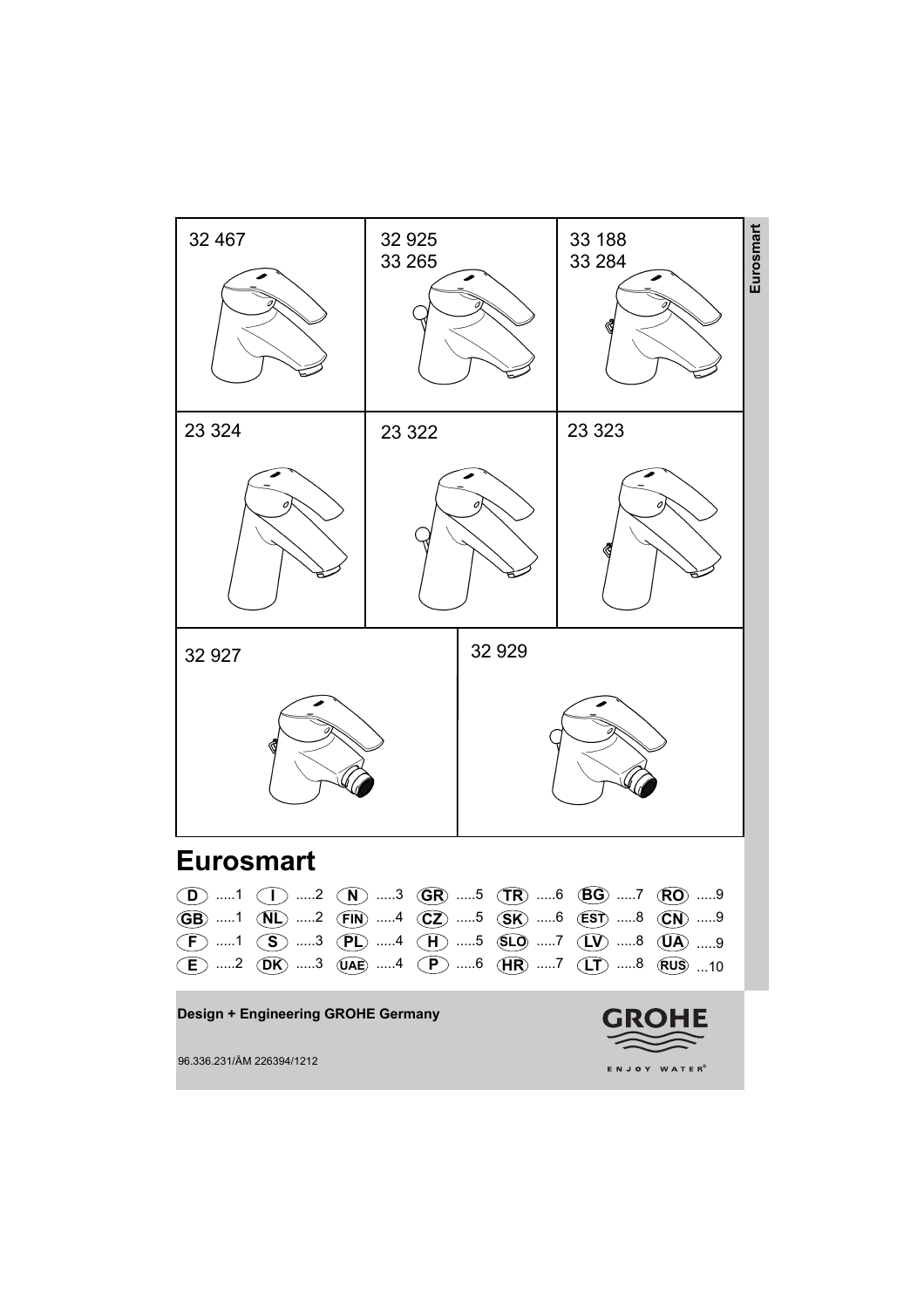32 467

32 925
33 265

33 188
33 284

23 324

23 322

23 323

32 927

32 929

Eurosmart

# Eurosmart

| | | | | | | |
|---|---|---|---|---|---|---|
| D .....1 | I .....2 | N .....3 | GR .....5 | TR .....6 | BG .....7 | RO .....9 |
| GB .....1 | NL .....2 | FIN .....4 | CZ .....5 | SK .....6 | EST .....8 | CN .....9 |
| F .....1 | S .....3 | PL .....4 | H .....5 | SLO .....7 | LV .....8 | UA .....9 |
| E .....2 | DK .....3 | UAE .....4 | P .....6 | HR .....7 | LT .....8 | RUS ...10 |

**Design + Engineering GROHE Germany**

96.336.231/ÄM 226394/1212

GROHE

ENJOY WATER®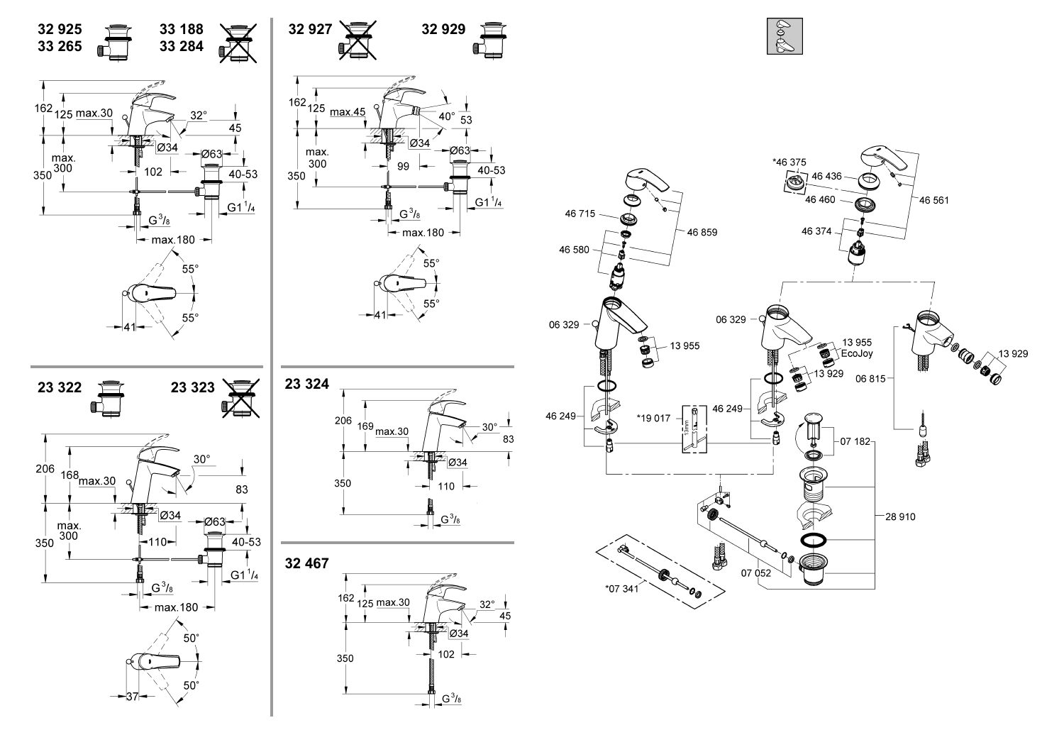32 925
33 265

33 188
33 284

162 125 max.30 32° 45
Ø34 Ø63
max. 300
350
102 40-53
G1 1/4
G 3/8
max.180
55° 55°
41

32 927

32 929

162 125 max.45 40° 53
Ø34 Ø63
max. 300
350
99 40-53
G1 1/4
G 3/8
max.180
55° 55°
41

23 322

23 323

206 168 max.30 30° 83
Ø34 Ø63
max. 300
350
110 40-53
G1 1/4
G 3/8
max.180
50° 50°
37

23 324

206 169 max.30 30° 83
Ø34
350
110
G 3/8

32 467

162 125 max.30 32° 45
Ø34
350
102
G 3/8

*46 375
46 436
46 460
46 561
46 374
46 715
46 859
46 580
06 329
13 955
06 329
13 955 EcoJoy
13 929
06 815
13 929
46 249
*19 017
46 249
07 182
28 910
07 052
*07 341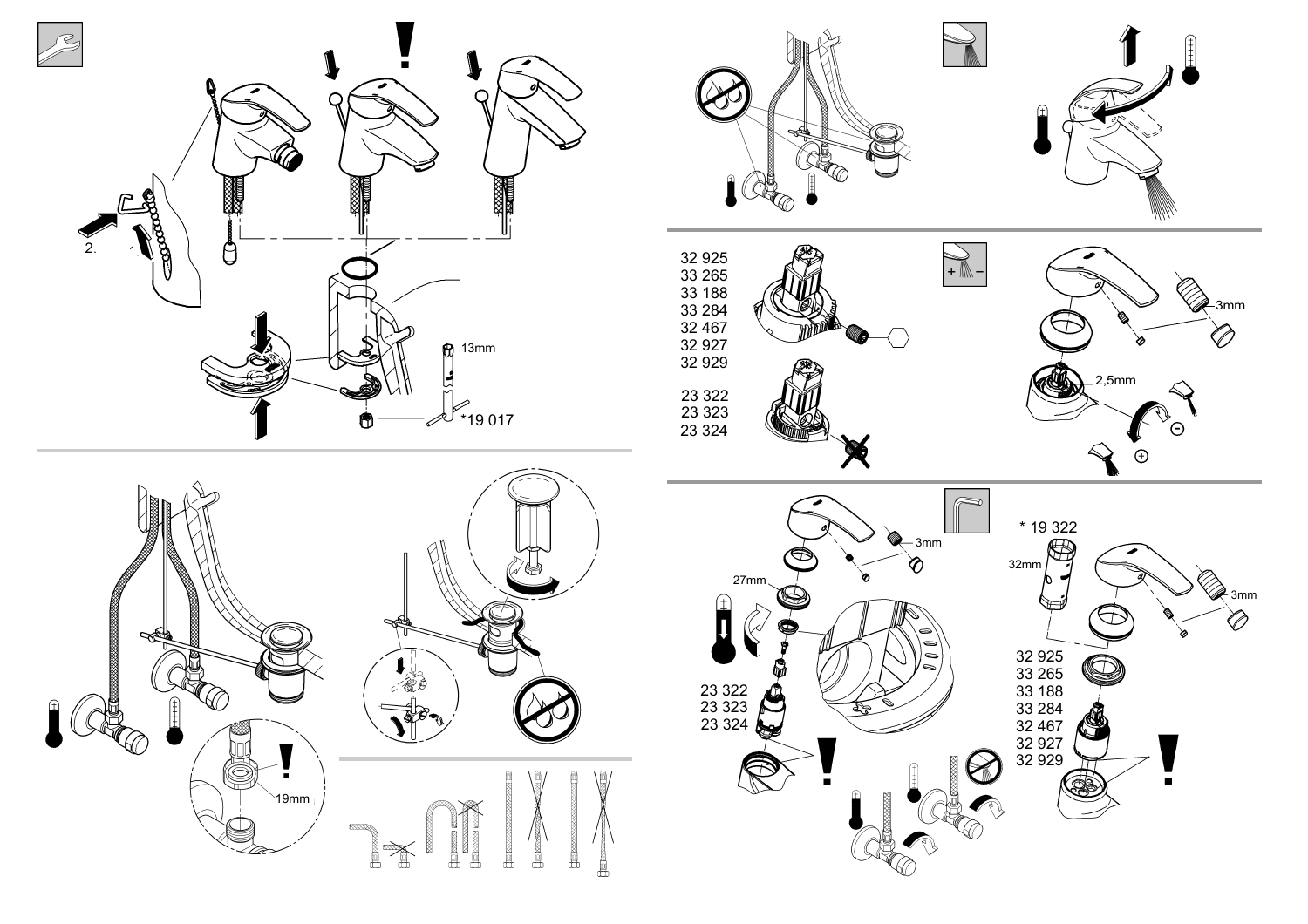2.

1.

13mm

*19 017

19mm

32 925
33 265
33 188
33 284
32 467
32 927
32 929

23 322
23 323
23 324

3mm

2,5mm

3mm

27mm

23 322
23 323
23 324

* 19 322

32mm

3mm

32 925
33 265
33 188
33 284
32 467
32 927
32 929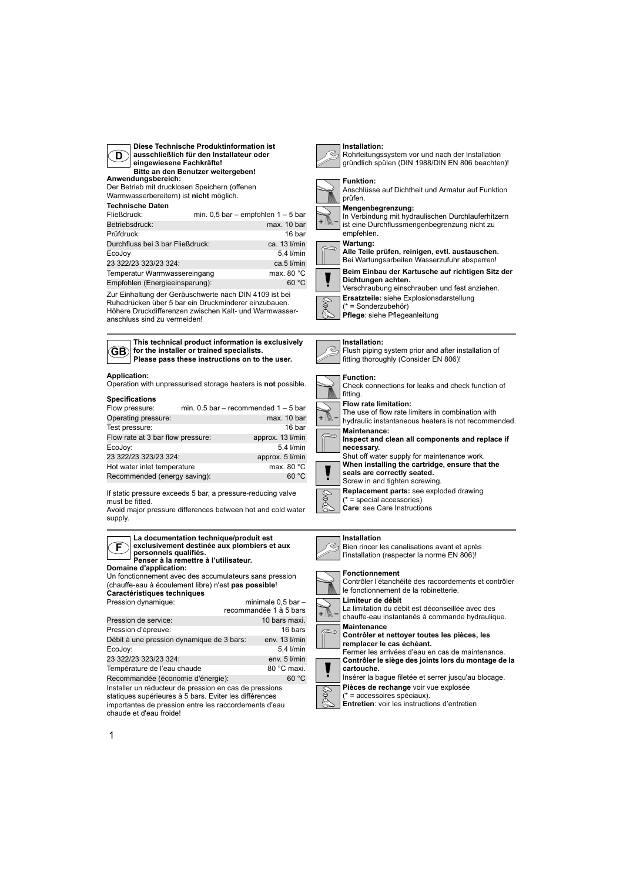**D**

**Diese Technische Produktinformation ist ausschließlich für den Installateur oder eingewiesene Fachkräfte!**
**Bitte an den Benutzer weitergeben!**

**Anwendungsbereich:**
Der Betrieb mit drucklosen Speichern (offenen Warmwasserbereitern) ist **nicht** möglich.

**Technische Daten**

| | |
|---|---|
| Fließdruck: | min. 0,5 bar – empfohlen 1 – 5 bar |
| Betriebsdruck: | max. 10 bar |
| Prüfdruck: | 16 bar |
| Durchfluss bei 3 bar Fließdruck: | ca. 13 l/min |
| EcoJoy | 5,4 l/min |
| 23 322/23 323/23 324: | ca.5 l/min |
| Temperatur Warmwassereingang | max. 80 °C |
| Empfohlen (Energieeinsparung): | 60 °C |

Zur Einhaltung der Geräuschwerte nach DIN 4109 ist bei Ruhedrücken über 5 bar ein Druckminderer einzubauen. Höhere Druckdifferenzen zwischen Kalt- und Warmwasseranschluss sind zu vermeiden!

**Installation:**
Rohrleitungssystem vor und nach der Installation gründlich spülen (DIN 1988/DIN EN 806 beachten)!

**Funktion:**
Anschlüsse auf Dichtheit und Armatur auf Funktion prüfen.

**Mengenbegrenzung:**
In Verbindung mit hydraulischen Durchlauferhitzern ist eine Durchflussmengenbegrenzung nicht zu empfehlen.

**Wartung:**
**Alle Teile prüfen, reinigen, evtl. austauschen.**
Bei Wartungsarbeiten Wasserzufuhr absperren!

**Beim Einbau der Kartusche auf richtigen Sitz der Dichtungen achten.**
Verschraubung einschrauben und fest anziehen.

**Ersatzteile:** siehe Explosionsdarstellung
(* = Sonderzubehör)
**Pflege**: siehe Pflegeanleitung

---

**GB**

**This technical product information is exclusively for the installer or trained specialists.**
**Please pass these instructions on to the user.**

**Application:**
Operation with unpressurised storage heaters is **not** possible.

**Specifications**

| | |
|---|---|
| Flow pressure: | min. 0.5 bar – recommended 1 – 5 bar |
| Operating pressure: | max. 10 bar |
| Test pressure: | 16 bar |
| Flow rate at 3 bar flow pressure: | approx. 13 l/min |
| EcoJoy: | 5,4 l/min |
| 23 322/23 323/23 324: | approx. 5 l/min |
| Hot water inlet temperature | max. 80 °C |
| Recommended (energy saving): | 60 °C |

If static pressure exceeds 5 bar, a pressure-reducing valve must be fitted.
Avoid major pressure differences between hot and cold water supply.

**Installation:**
Flush piping system prior and after installation of fitting thoroughly (Consider EN 806)!

**Function:**
Check connections for leaks and check function of fitting.

**Flow rate limitation:**
The use of flow rate limiters in combination with hydraulic instantaneous heaters is not recommended.

**Maintenance:**
**Inspect and clean all components and replace if necessary.**
Shut off water supply for maintenance work.

**When installing the cartridge, ensure that the seals are correctly seated.**
Screw in and tighten screwing.

**Replacement parts:** see exploded drawing
(* = special accessories)
**Care**: see Care Instructions

---

**F**

**La documentation technique/produit est exclusivement destinée aux plombiers et aux personnels qualifiés.**
**Penser à la remettre à l'utilisateur.**

**Domaine d'application:**
Un fonctionnement avec des accumulateurs sans pression (chauffe-eau à écoulement libre) n'est **pas possible**!

**Caractéristiques techniques**

| | |
|---|---|
| Pression dynamique: | minimale 0,5 bar – recommandée 1 à 5 bars |
| Pression de service: | 10 bars maxi. |
| Pression d'épreuve: | 16 bars |
| Débit à une pression dynamique de 3 bars: | env. 13 l/min |
| EcoJoy: | 5,4 l/min |
| 23 322/23 323/23 324: | env. 5 l/min |
| Température de l'eau chaude | 80 °C maxi. |
| Recommandée (économie d'énergie): | 60 °C |

Installer un réducteur de pression en cas de pressions statiques supérieures à 5 bars. Eviter les différences importantes de pression entre les raccordements d'eau chaude et d'eau froide!

**Installation**
Bien rincer les canalisations avant et après l'installation (respecter la norme EN 806)!

**Fonctionnement**
Contrôler l'étanchéité des raccordements et contrôler le fonctionnement de la robinetterie.

**Limiteur de débit**
La limitation du débit est déconseillée avec des chauffe-eau instantanés à commande hydraulique.

**Maintenance**
**Contrôler et nettoyer toutes les pièces, les remplacer le cas échéant.**
Fermer les arrivées d'eau en cas de maintenance.

**Contrôler le siège des joints lors du montage de la cartouche.**
Insérer la bague filetée et serrer jusqu'au blocage.

**Pièces de rechange** voir vue explosée
(* = accessoires spéciaux).
**Entretien**: voir les instructions d'entretien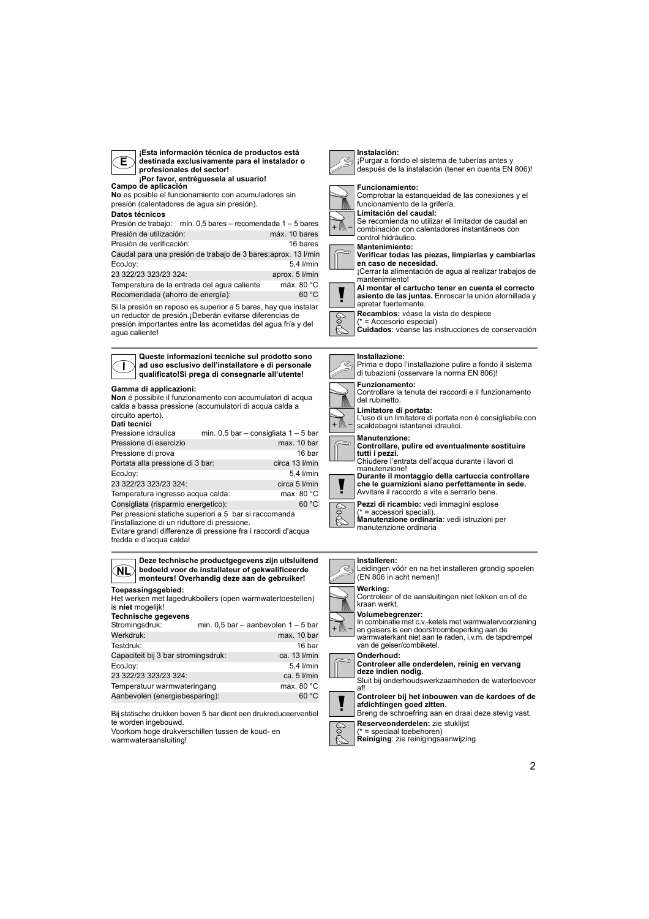**E**

**¡Esta información técnica de productos está destinada exclusivamente para el instalador o profesionales del sector!**
**¡Por favor, entréguesela al usuario!**

**Campo de aplicación**

**No** es posible el funcionamiento con acumuladores sin presión (calentadores de agua sin presión).

**Datos técnicos**

| | |
|---|---|
| Presión de trabajo: | mín. 0,5 bares – recomendada 1 – 5 bares |
| Presión de utilización: | máx. 10 bares |
| Presión de verificación: | 16 bares |
| Caudal para una presión de trabajo de 3 bares: | aprox. 13 l/min |
| EcoJoy: | 5,4 l/min |
| 23 322/23 323/23 324: | aprox. 5 l/min |
| Temperatura de la entrada del agua caliente | máx. 80 °C |
| Recomendada (ahorro de energía): | 60 °C |

Si la presión en reposo es superior a 5 bares, hay que instalar un reductor de presión.¡Deberán evitarse diferencias de presión importantes entre las acometidas del agua fría y del agua caliente!

**Instalación:**
¡Purgar a fondo el sistema de tuberías antes y después de la instalación (tener en cuenta EN 806)!

**Funcionamiento:**
Comprobar la estanqueidad de las conexiones y el funcionamiento de la grifería.

**Limitación del caudal:**
Se recomienda no utilizar el limitador de caudal en combinación con calentadores instantáneos con control hidráulico.

**Mantenimiento:**
**Verificar todas las piezas, limpiarlas y cambiarlas en caso de necesidad.**
¡Cerrar la alimentación de agua al realizar trabajos de mantenimiento!

**Al montar el cartucho tener en cuenta el correcto asiento de las juntas.** Enroscar la unión atornillada y apretar fuertemente.

**Recambios:** véase la vista de despiece
(* = Accesorio especial)
**Cuidados**: véanse las instrucciones de conservación

**I**

**Queste informazioni tecniche sul prodotto sono ad uso esclusivo dell'installatore e di personale qualificato!Si prega di consegnarle all'utente!**

**Gamma di applicazioni:**

**Non** è possibile il funzionamento con accumulatori di acqua calda a bassa pressione (accumulatori di acqua calda a circuito aperto).

**Dati tecnici**

| | |
|---|---|
| Pressione idraulica | min. 0,5 bar – consigliata 1 – 5 bar |
| Pressione di esercizio | max. 10 bar |
| Pressione di prova | 16 bar |
| Portata alla pressione di 3 bar: | circa 13 l/min |
| EcoJoy: | 5,4 l/min |
| 23 322/23 323/23 324: | circa 5 l/min |
| Temperatura ingresso acqua calda: | max. 80 °C |
| Consigliata (risparmio energetico): | 60 °C |

Per pressioni statiche superiori a 5 bar si raccomanda l'installazione di un riduttore di pressione.
Evitare grandi differenze di pressione fra i raccordi d'acqua fredda e d'acqua calda!

**Installazione:**
Prima e dopo l'installazione pulire a fondo il sistema di tubazioni (osservare la norma EN 806)!

**Funzionamento:**
Controllare la tenuta dei raccordi e il funzionamento del rubinetto.

**Limitatore di portata:**
L'uso di un limitatore di portata non è consigliabile con scaldabagni istantanei idraulici.

**Manutenzione:**
**Controllare, pulire ed eventualmente sostituire tutti i pezzi.**
Chiudere l'entrata dell'acqua durante i lavori di manutenzione!

**Durante il montaggio della cartuccia controllare che le guarnizioni siano perfettamente in sede.** Avvitare il raccordo a vite e serrarlo bene.

**Pezzi di ricambio:** vedi immagini esplose
(* = accessori speciali).
**Manutenzione ordinaria**: vedi istruzioni per manutenzione ordinaria

**NL**

**Deze technische productgegevens zijn uitsluitend bedoeld voor de installateur of gekwalificeerde monteurs! Overhandig deze aan de gebruiker!**

**Toepassingsgebied:**

Het werken met lagedrukboilers (open warmwatertoestellen) is **niet** mogelijk!

**Technische gegevens**

| | |
|---|---|
| Stromingsdruk: | min. 0,5 bar – aanbevolen 1 – 5 bar |
| Werkdruk: | max. 10 bar |
| Testdruk: | 16 bar |
| Capaciteit bij 3 bar stromingsdruk: | ca. 13 l/min |
| EcoJoy: | 5,4 l/min |
| 23 322/23 323/23 324: | ca. 5 l/min |
| Temperatuur warmwateringang | max. 80 °C |
| Aanbevolen (energiebesparing): | 60 °C |

Bij statische drukken boven 5 bar dient een drukreduceerventiel te worden ingebouwd.
Voorkom hoge drukverschillen tussen de koud- en warmwateraansluiting!

**Installeren:**
Leidingen vóór en na het installeren grondig spoelen (EN 806 in acht nemen)!

**Werking:**
Controleer of de aansluitingen niet lekken en of de kraan werkt.

**Volumebegrenzer:**
In combinatie met c.v.-ketels met warmwatervoorziening en geisers is een doorstroombeperking aan de warmwaterkant niet aan te raden, i.v.m. de tapdrempel van de geiser/combiketel.

**Onderhoud:**
**Controleer alle onderdelen, reinig en vervang deze indien nodig.**
Sluit bij onderhoudswerkzaamheden de watertoevoer af!

**Controleer bij het inbouwen van de kardoes of de afdichtingen goed zitten.**
Breng de schroefring aan en draai deze stevig vast.

**Reserveonderdelen:** zie stuklijst
(* = speciaal toebehoren)
**Reiniging**: zie reinigingsaanwijzing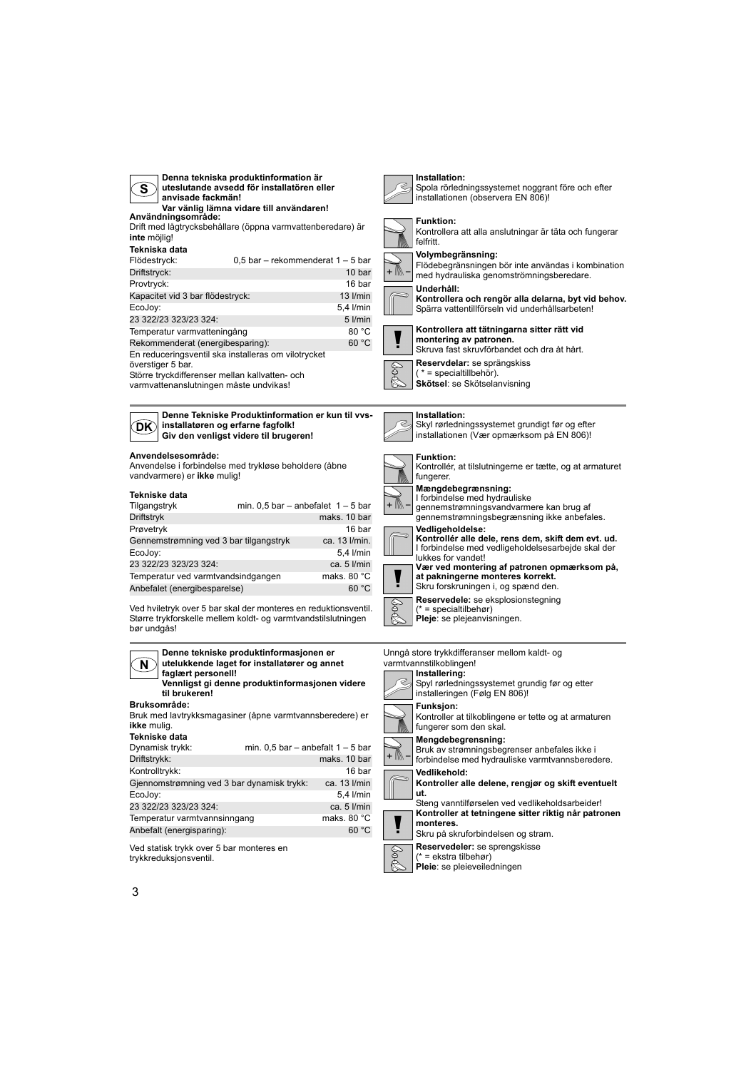## S

**Denna tekniska produktinformation är uteslutande avsedd för installatören eller anvisade fackmän!**
**Var vänlig lämna vidare till användaren!**

**Användningsområde:**
Drift med lågtrycksbehållare (öppna varmvattenberedare) är **inte** möjlig!

**Tekniska data**

| | |
|---|---|
| Flödestryck: | 0,5 bar – rekommenderat 1 – 5 bar |
| Driftstryck: | 10 bar |
| Provtryck: | 16 bar |
| Kapacitet vid 3 bar flödestryck: | 13 l/min |
| EcoJoy: | 5,4 l/min |
| 23 322/23 323/23 324: | 5 l/min |
| Temperatur varmvatteningång | 80 °C |
| Rekommenderat (energibesparing): | 60 °C |

En reduceringsventil ska installeras om vilotrycket överstiger 5 bar.
Större tryckdifferenser mellan kallvatten- och varmvattenanslutningen måste undvikas!

**Installation:**
Spola rörledningssystemet noggrant före och efter installationen (observera EN 806)!

**Funktion:**
Kontrollera att alla anslutningar är täta och fungerar felfritt.

**Volymbegränsning:**
Flödebegränsningen bör inte användas i kombination med hydrauliska genomströmningsberedare.

**Underhåll:**
**Kontrollera och rengör alla delarna, byt vid behov.**
Spärra vattentillförseln vid underhållsarbeten!

**Kontrollera att tätningarna sitter rätt vid montering av patronen.**
Skruva fast skruvförbandet och dra åt hårt.

**Reservdelar:** se sprängskiss
( * = specialtillbehör).
**Skötsel**: se Skötselanvisning

## DK

**Denne Tekniske Produktinformation er kun til vvs-installatøren og erfarne fagfolk!**
**Giv den venligst videre til brugeren!**

**Anvendelsesområde:**
Anvendelse i forbindelse med trykløse beholdere (åbne vandvarmere) er **ikke** mulig!

**Tekniske data**

| | |
|---|---|
| Tilgangstryk | min. 0,5 bar – anbefalet 1 – 5 bar |
| Driftstryk | maks. 10 bar |
| Prøvetryk | 16 bar |
| Gennemstrømning ved 3 bar tilgangstryk | ca. 13 l/min. |
| EcoJoy: | 5,4 l/min |
| 23 322/23 323/23 324: | ca. 5 l/min |
| Temperatur ved varmtvandsindgangen | maks. 80 °C |
| Anbefalet (energibesparelse) | 60 °C |

Ved hviletryk over 5 bar skal der monteres en reduktionsventil.
Større trykforskelle mellem koldt- og varmtvandstilslutningen bør undgås!

**Installation:**
Skyl rørledningssystemet grundigt før og efter installationen (Vær opmærksom på EN 806)!

**Funktion:**
Kontrollér, at tilslutningerne er tætte, og at armaturet fungerer.

**Mængdebegrænsning:**
I forbindelse med hydrauliske gennemstrømningsvandvarmere kan brug af gennemstrømningsbegrænsning ikke anbefales.

**Vedligeholdelse:**
**Kontrollér alle dele, rens dem, skift dem evt. ud.**
I forbindelse med vedligeholdelsesarbejde skal der lukkes for vandet!

**Vær ved montering af patronen opmærksom på, at pakningerne monteres korrekt.**
Skru forskruningen i, og spænd den.

**Reservedele:** se eksplosionstegning
(* = specialtilbehør)
**Pleje**: se plejeanvisningen.

## N

**Denne tekniske produktinformasjonen er utelukkende laget for installatører and annet faglært personell!**
**Vennligst gi denne produktinformasjonen videre til brukeren!**

**Bruksområde:**
Bruk med lavtrykksmagasiner (åpne varmtvannsberedere) er **ikke** mulig.

**Tekniske data**

| | |
|---|---|
| Dynamisk trykk: | min. 0,5 bar – anbefalt 1 – 5 bar |
| Driftstrykk: | maks. 10 bar |
| Kontrolltrykk: | 16 bar |
| Gjennomstrømning ved 3 bar dynamisk trykk: | ca. 13 l/min |
| EcoJoy: | 5,4 l/min |
| 23 322/23 323/23 324: | ca. 5 l/min |
| Temperatur varmtvannsinngang | maks. 80 °C |
| Anbefalt (energisparing): | 60 °C |

Ved statisk trykk over 5 bar monteres en trykkreduksjonsventil.

Unngå store trykkdifferanser mellom kaldt- og varmtvannstilkoblingen!

**Installering:**
Spyl rørledningssystemet grundig før og etter installeringen (Følg EN 806)!

**Funksjon:**
Kontroller at tilkoblingene er tette og at armaturen fungerer som den skal.

**Mengdebegrensning:**
Bruk av strømningsbegrenser anbefales ikke i forbindelse med hydrauliske varmtvannsberedere.

**Vedlikehold:**
**Kontroller alle delene, rengjør og skift eventuelt ut.**
Steng vanntilførselen ved vedlikeholdsarbeider!

**Kontroller at tetningene sitter riktig når patronen monteres.**
Skru på skruforbindelsen og stram.

**Reservedeler:** se sprengskisse
(* = ekstra tilbehør)
**Pleie**: se pleieveiledningen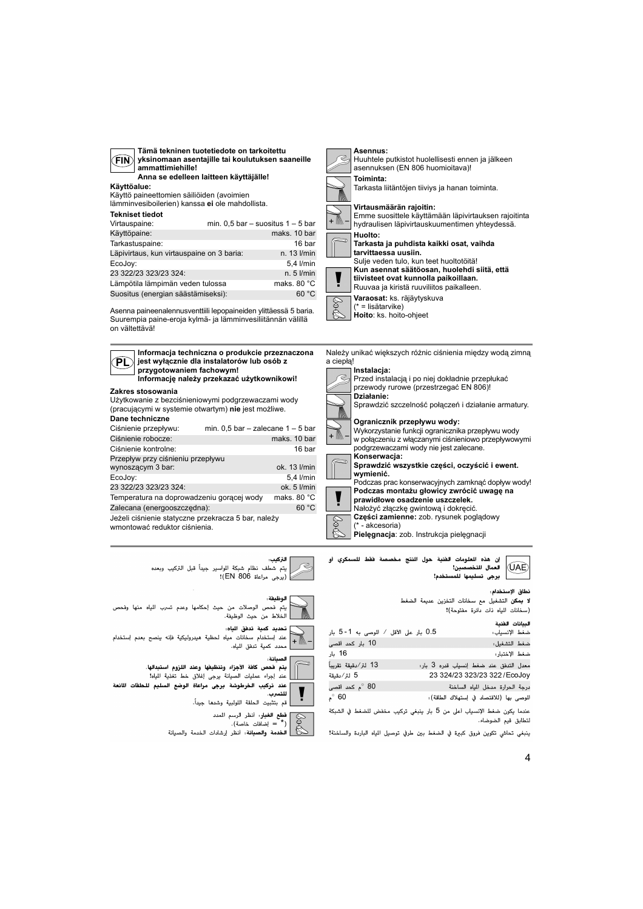**FIN**

**Tämä tekninen tuotetiedote on tarkoitettu yksinomaan asentajille tai koulutuksen saaneille ammattimiehille!**

**Anna se edelleen laitteen käyttäjälle!**

**Käyttöalue:**

Käyttö paineettomien säiliöiden (avoimien lämminvesiboilerien) kanssa **ei** ole mahdollista.

**Tekniset tiedot**

| | |
|---|---|
| Virtauspaine: | min. 0,5 bar – suositus 1 – 5 bar |
| Käyttöpaine: | maks. 10 bar |
| Tarkastuspaine: | 16 bar |
| Läpivirtaus, kun virtauspaine on 3 baria: | n. 13 l/min |
| EcoJoy: | 5,4 l/min |
| 23 322/23 323/23 324: | n. 5 l/min |
| Lämpötila lämpimän veden tulossa | maks. 80 °C |
| Suositus (energian säästämiseksi): | 60 °C |

Asenna paineenalennusventtiili lepopaineiden ylittäessä 5 baria. Suurempia paine-eroja kylmä- ja lämminvesiliitännän välillä on vältettävä!

**Asennus:**
Huuhtele putkistot huolellisesti ennen ja jälkeen asennuksen (EN 806 huomioitava)!

**Toiminta:**
Tarkasta liitäntöjen tiiviys ja hanan toiminta.

**Virtausmäärän rajoitin:**
Emme suosittele käyttämään läpivirtauksen rajoitinta hydraulisen läpivirtauskuumentimen yhteydessä.

**Huolto:**
**Tarkasta ja puhdista kaikki osat, vaihda tarvittaessa uusiin.**
Sulje veden tulo, kun teet huoltotöitä!

**Kun asennat säätöosan, huolehdi siitä, että tiivisteet ovat kunnolla paikoillaan.**
Ruuvaa ja kiristä ruuviliitos paikalleen.

**Varaosat:** ks. räjäytyskuva
(* = lisätarvike)
**Hoito**: ks. hoito-ohjeet

---

**PL**

**Informacja techniczna o produkcie przeznaczona jest wyłącznie dla instalatorów lub osób z przygotowaniem fachowym!**

**Informację należy przekazać użytkownikowi!**

**Zakres stosowania**

Użytkowanie z bezciśnieniowymi podgrzewaczami wody (pracującymi w systemie otwartym) **nie** jest możliwe.

**Dane techniczne**

| | |
|---|---|
| Ciśnienie przepływu: | min. 0,5 bar – zalecane 1 – 5 bar |
| Ciśnienie robocze: | maks. 10 bar |
| Ciśnienie kontrolne: | 16 bar |
| Przepływ przy ciśnieniu przepływu wynoszącym 3 bar: | ok. 13 l/min |
| EcoJoy: | 5,4 l/min |
| 23 322/23 323/23 324: | ok. 5 l/min |
| Temperatura na doprowadzeniu gorącej wody | maks. 80 °C |
| Zalecana (energooszczędna): | 60 °C |

Jeżeli ciśnienie statyczne przekracza 5 bar, należy wmontować reduktor ciśnienia.

Należy unikać większych różnic ciśnienia między wodą zimną a ciepłą!

**Instalacja:**
Przed instalacją i po niej dokładnie przepłukać przewody rurowe (przestrzegać EN 806)!

**Działanie:**
Sprawdzić szczelność połączeń i działanie armatury.

**Ogranicznik przepływu wody:**
Wykorzystanie funkcji ogranicznika przepływu wody w połączeniu z włączanymi ciśnieniowo przepływowymi podgrzewaczami wody nie jest zalecane.

**Konserwacja:**
**Sprawdzić wszystkie części, oczyścić i ewent. wymienić.**
Podczas prac konserwacyjnych zamknąć dopływ wody!

**Podczas montażu głowicy zwrócić uwagę na prawidłowe osadzenie uszczelek.**
Nałożyć złączkę gwintową i dokręcić.

**Części zamienne:** zob. rysunek poglądowy
(* - akcesoria)
**Pielęgnacja**: zob. Instrukcja pielęgnacji

---

**UAE**

**إن هذه المعلومات الفنية حول المنتج مخصصة فقط للسمكري أو العمال المتخصصين!**

**يرجى تسليمها للمستخدم!**

**نطاق الإستخدام:**

**لا يمكن** التشغيل مع سخانات التخزين عديمة الضغط (سخانات المياه ذات دائرة مفتوحة)!

**البيانات الفنية**

| | |
|---|---|
| ضغط الإنسياب: | 0.5 بار على الأقل / الموصى به 1 - 5 بار |
| ضغط التشغيل: | 10 بار كحد أقصى |
| ضغط الإختبار: | 16 بار |
| معدل التدفق عند ضغط إنسياب قدره 3 بار: | 13 لتر/دقيقة تقريباً |
| EcoJoy/23 322/23 323/23 324 | 5 لتر/دقيقة |
| درجة الحرارة مدخل المياه الساخنة | 80 °م كحد أقصى |
| الموصى بها (للاقتصاد في إستهلاك الطاقة): | 60 °م |

عندما يكون ضغط الإنسياب اعلى من 5 بار ينبغي تركيب مخفض للضغط في الشبكة لتطابق قيم الضوضاء.

ينبغي تحاشي تكوين فروق كبيرة في الضغط بين طرفي توصيل المياه الباردة والساخنة!

**التركيب:**
يتم شطف نظام شبكة المواسير جيداً قبل التركيب وبعده (يرجى مراعاة EN 806)!

**الوظيفة:**
يتم فحص الوصلات من حيث إحكامها وعدم تسرب المياه منها وفحص الخلاط من حيث الوظيفة.

**تحديد كمية تدفق المياه:**
عند إستخدام سخانات مياه لحظية هيدروليكية فإنه ينصح بعدم إستخدام محدد كمية تدفق المياه.

**الصيانة:**
**يتم فحص كافة الأجزاء وتنظيفها وعند اللزوم استبدالها.**
عند إجراء عمليات الصيانة يرجى إغلاق خط تغذية المياه!

**عند تركيب الخرطوشة يرجى مراعاة الوضع السليم للحلقات المانعة للتسرب.**
قم بتثبيت الحلقة اللولبية وشدها جيداً.

**قطع الغيار:** أنظر الرسم الممدد
(* = إضافات خاصة).
**الخدمة والصيانة:** أنظر إرشادات الخدمة والصيانة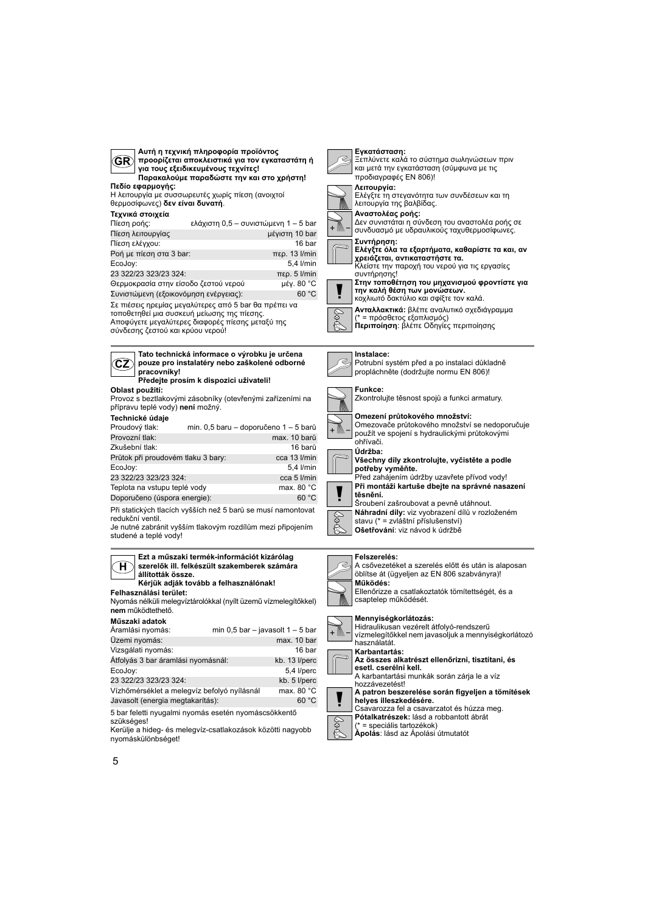## GR

**Αυτή η τεχνική πληροφορία προϊόντος προορίζεται αποκλειστικά για τον εγκαταστάτη ή για τους εξειδικευμένους τεχνίτες!**
**Παρακαλούμε παραδώστε την και στο χρήστη!**

**Πεδίο εφαρμογής:**
Η λειτουργία με συσσωρευτές χωρίς πίεση (ανοιχτοί θερμοσίφωνες) **δεν είναι δυνατή**.

**Τεχνικά στοιχεία**

| | |
|---|---|
| Πίεση ροής: | ελάχιστη 0,5 – συνιστώμενη 1 – 5 bar |
| Πίεση λειτουργίας | μέγιστη 10 bar |
| Πίεση ελέγχου: | 16 bar |
| Ροή με πίεση στα 3 bar: | περ. 13 l/min |
| EcoJoy: | 5,4 l/min |
| 23 322/23 323/23 324: | περ. 5 l/min |
| Θερμοκρασία στην είσοδο ζεστού νερού | μέγ. 80 °C |
| Συνιστώμενη (εξοικονόμηση ενέργειας): | 60 °C |

Σε πιέσεις ηρεμίας μεγαλύτερες από 5 bar θα πρέπει να τοποθετηθεί μια συσκευή μείωσης της πίεσης.
Αποφύγετε μεγαλύτερες διαφορές πίεσης μεταξύ της σύνδεσης ζεστού και κρύου νερού!

**Εγκατάσταση:**
Ξεπλύνετε καλά το σύστημα σωληνώσεων πριν και μετά την εγκατάσταση (σύμφωνα με τις προδιαγραφές EN 806)!

**Λειτουργία:**
Ελέγξτε τη στεγανότητα των συνδέσεων και τη λειτουργία της βαλβίδας.

**Αναστολέας ροής:**
Δεν συνιστάται η σύνδεση του αναστολέα ροής σε συνδυασμό με υδραυλικούς ταχυθερμοσίφωνες.

**Συντήρηση:**
**Ελέγξτε όλα τα εξαρτήματα, καθαρίστε τα και, αν χρειάζεται, αντικαταστήστε τα.**
Κλείστε την παροχή του νερού για τις εργασίες συντήρησης!

**Στην τοποθέτηση του μηχανισμού φροντίστε για την καλή θέση των μονώσεων.**
κοχλιωτό δακτύλιο και σφίξτε τον καλά.

**Ανταλλακτικά:** βλέπε αναλυτικό σχεδιάγραμμα (* = πρόσθετος εξοπλισμός)
**Περιποίηση**: βλέπε Οδηγίες περιποίησης

## CZ

**Tato technická informace o výrobku je určena pouze pro instalatéry nebo zaškolené odborné pracovníky!**
**Předejte prosím k dispozici uživateli!**

**Oblast použití:**
Provoz s beztlakovými zásobníky (otevřenými zařízeními na přípravu teplé vody) **není** možný.

**Technické údaje**

| | |
|---|---|
| Proudový tlak: | min. 0,5 baru – doporučeno 1 – 5 barů |
| Provozní tlak: | max. 10 barů |
| Zkušební tlak: | 16 barů |
| Průtok při proudovém tlaku 3 bary: | cca 13 l/min |
| EcoJoy: | 5,4 l/min |
| 23 322/23 323/23 324: | cca 5 l/min |
| Teplota na vstupu teplé vody | max. 80 °C |
| Doporučeno (úspora energie): | 60 °C |

Při statických tlacích vyšších než 5 barů se musí namontovat redukční ventil.
Je nutné zabránit vyšším tlakovým rozdílům mezi připojením studené a teplé vody!

**Instalace:**
Potrubní systém před a po instalaci důkladně propláchněte (dodržujte normu EN 806)!

**Funkce:**
Zkontrolujte těsnost spojů a funkci armatury.

**Omezení průtokového množství:**
Omezovače průtokového množství se nedoporučuje použít ve spojení s hydraulickými průtokovými ohřívači.

**Údržba:**
**Všechny díly zkontrolujte, vyčistěte a podle potřeby vyměňte.**
Před zahájením údržby uzavřete přívod vody!

**Při montáži kartuše dbejte na správné nasazení těsnění.**
Šroubení zašroubovat a pevně utáhnout.

**Náhradní díly:** viz vyobrazení dílů v rozloženém stavu (* = zvláštní příslušenství)
**Ošetřování**: viz návod k údržbě

## H

**Ezt a műszaki termék-információt kizárólag szerelők ill. felkészült szakemberek számára állították össze.**
**Kérjük adják tovább a felhasználónak!**

**Felhasználási terület:**
Nyomás nélküli melegvíztárolókkal (nyílt üzemű vízmelegítőkkel) **nem** működtethető.

**Műszaki adatok**

| | |
|---|---|
| Áramlási nyomás: | min 0,5 bar – javasolt 1 – 5 bar |
| Üzemi nyomás: | max. 10 bar |
| Vizsgálati nyomás: | 16 bar |
| Átfolyás 3 bar áramlási nyomásnál: | kb. 13 l/perc |
| EcoJoy: | 5,4 l/perc |
| 23 322/23 323/23 324: | kb. 5 l/perc |
| Vízhőmérséklet a melegvíz befolyó nyílásnál | max. 80 °C |
| Javasolt (energia megtakarítás): | 60 °C |

5 bar feletti nyugalmi nyomás esetén nyomáscsökkentő szükséges!
Kerülje a hideg- és melegvíz-csatlakozások közötti nagyobb nyomáskülönbséget!

**Felszerelés:**
A csővezetéket a szerelés előtt és után is alaposan öblítse át (ügyeljen az EN 806 szabványra)!

**Működés:**
Ellenőrizze a csatlakoztatók tömítettségét, és a csaptelep működését.

**Mennyiségkorlátozás:**
Hidraulikusan vezérelt átfolyó-rendszerű vízmelegítőkkel nem javasoljuk a mennyiségkorlátozó használatát.

**Karbantartás:**
**Az összes alkatrészt ellenőrizni, tisztítani, és esetl. cserélni kell.**
A karbantartási munkák során zárja le a víz hozzávezetést!

**A patron beszerelése során figyeljen a tömítések helyes illeszkedésére.**
Csavarozza fel a csavarzatot és húzza meg.

**Pótalkatrészek:** lásd a robbantott ábrát (* = speciális tartozékok)
**Ápolás**: lásd az Ápolási útmutatót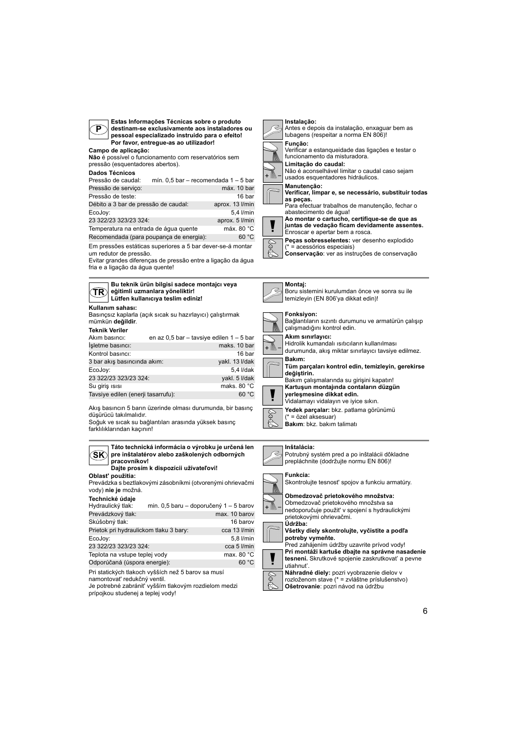**P**

**Estas Informações Técnicas sobre o produto destinam-se exclusivamente aos instaladores ou pessoal especializado instruido para o efeito! Por favor, entregue-as ao utilizador!**

**Campo de aplicação:**
**Não** é possível o funcionamento com reservatórios sem pressão (esquentadores abertos).

**Dados Técnicos**

| | |
|---|---|
| Pressão de caudal: | mín. 0,5 bar – recomendada 1 – 5 bar |
| Pressão de serviço: | máx. 10 bar |
| Pressão de teste: | 16 bar |
| Débito a 3 bar de pressão de caudal: | aprox. 13 l/min |
| EcoJoy: | 5,4 l/min |
| 23 322/23 323/23 324: | aprox. 5 l/min |
| Temperatura na entrada de água quente | máx. 80 °C |
| Recomendada (para poupança de energia): | 60 °C |

Em pressões estáticas superiores a 5 bar dever-se-á montar um redutor de pressão.
Evitar grandes diferenças de pressão entre a ligação da água fria e a ligação da água quente!

**Instalação:**
Antes e depois da instalação, enxaguar bem as tubagens (respeitar a norma EN 806)!

**Função:**
Verificar a estanqueidade das ligações e testar o funcionamento da misturadora.

**Limitação do caudal:**
Não é aconselhável limitar o caudal caso sejam usados esquentadores hidráulicos.

**Manutenção:**
**Verificar, limpar e, se necessário, substituir todas as peças.**
Para efectuar trabalhos de manutenção, fechar o abastecimento de água!

**Ao montar o cartucho, certifique-se de que as juntas de vedação ficam devidamente assentes.**
Enroscar e apertar bem a rosca.

**Peças sobresselentes:** ver desenho explodido
(* = acessórios especiais)
**Conservação**: ver as instruções de conservação

---

**TR**

**Bu teknik ürün bilgisi sadece montajcı veya eğitimli uzmanlara yöneliktir! Lütfen kullanıcıya teslim ediniz!**

**Kullanım sahası:**
Basınçsız kaplarla (açık sıcak su hazırlayıcı) çalıştırmak mümkün **değildir**.

**Teknik Veriler**

| | |
|---|---|
| Akım basıncı: | en az 0,5 bar – tavsiye edilen 1 – 5 bar |
| İşletme basıncı: | maks. 10 bar |
| Kontrol basıncı: | 16 bar |
| 3 bar akış basıncında akım: | yakl. 13 l/dak |
| EcoJoy: | 5,4 l/dak |
| 23 322/23 323/23 324: | yakl. 5 l/dak |
| Su giriş ısısı | maks. 80 °C |
| Tavsiye edilen (enerji tasarrufu): | 60 °C |

Akış basıncın 5 barın üzerinde olması durumunda, bir basınç düşürücü takılmalıdır.
Soğuk ve sıcak su bağlantıları arasında yüksek basınç farklılıklarından kaçının!

**Montaj:**
Boru sistemini kurulumdan önce ve sonra su ile temizleyin (EN 806'ya dikkat edin)!

**Fonksiyon:**
Bağlantıların sızıntı durumunu ve armatürün çalışıp çalışmadığını kontrol edin.

**Akım sınırlayıcı:**
Hidrolik kumandalı ısıtıcıların kullanılması durumunda, akış miktar sınırlayıcı tavsiye edilmez.

**Bakım:**
**Tüm parçaları kontrol edin, temizleyin, gerekirse değiştirin.**
Bakım çalışmalarında su girişini kapatın!

**Kartuşun montajında contaların düzgün yerleşmesine dikkat edin.**
Vidalamayı vidalayın ve iyice sıkın.

**Yedek parçalar:** bkz. patlama görünümü
(* = özel aksesuar)
**Bakım**: bkz. bakım talimatı

---

**SK**

**Táto technická informácia o výrobku je určená len pre inštalatérov alebo zaškolených odborných pracovníkov! Dajte prosím k dispozícii užívateľovi!**

**Oblast' použitia:**
Prevádzka s beztlakovými zásobníkmi (otvorenými ohrievačmi vody) **nie je** možná.

**Technické údaje**

| | |
|---|---|
| Hydraulický tlak: | min. 0,5 baru – doporučený 1 – 5 barov |
| Prevádzkový tlak: | max. 10 barov |
| Skúšobný tlak: | 16 barov |
| Prietok pri hydraulickom tlaku 3 bary: | cca 13 l/min |
| EcoJoy: | 5,8 l/min |
| 23 322/23 323/23 324: | cca 5 l/min |
| Teplota na vstupe teplej vody | max. 80 °C |
| Odporúčaná (úspora energie): | 60 °C |

Pri statických tlakoch vyšších než 5 barov sa musí namontovat' redukčný ventil.
Je potrebné zabránit' vyšším tlakovým rozdielom medzi prípojkou studenej a teplej vody!

**Inštalácia:**
Potrubný systém pred a po inštalácii dôkladne prepláchnite (dodržujte normu EN 806)!

**Funkcia:**
Skontrolujte tesnost' spojov a funkciu armatúry.

**Obmedzovač prietokového množstva:**
Obmedzovač prietokového množstva sa nedoporučuje použit' v spojení s hydraulickými prietokovými ohrievačmi.

**Údržba:**
**Všetky diely skontrolujte, vyčistite a podľa potreby vymeňte.**
Pred zahájením údržby uzavrite prívod vody!

**Pri montáži kartuše dbajte na správne nasadenie tesnení.** Skrutkové spojenie zaskrutkovat' a pevne utiahnut'.

**Náhradné diely:** pozri vyobrazenie dielov v rozloženom stave (* = zvláštne príslušenstvo)
**Ošetrovanie**: pozri návod na údržbu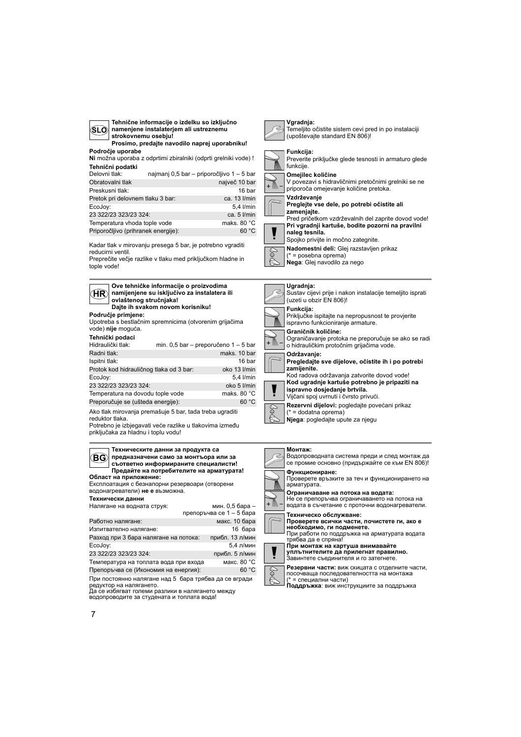**SLO**

**Tehnične informacije o izdelku so izključno namenjene instalaterjem ali ustreznemu strokovnemu osebju!**
**Prosimo, predajte navodilo naprej uporabniku!**

**Področje uporabe**

**Ni** možna uporaba z odprtimi zbiralniki (odprti grelniki vode) !

**Tehnični podatki**

| | |
|---|---|
| Delovni tlak: | najmanj 0,5 bar – priporočljivo 1 – 5 bar |
| Obratovalni tlak | največ 10 bar |
| Preskusni tlak: | 16 bar |
| Pretok pri delovnem tlaku 3 bar: | ca. 13 l/min |
| EcoJoy: | 5,4 l/min |
| 23 322/23 323/23 324: | ca. 5 l/min |
| Temperatura vhoda tople vode | maks. 80 °C |
| Priporočljivo (prihranek energije): | 60 °C |

Kadar tlak v mirovanju presega 5 bar, je potrebno vgraditi reducirni ventil.
Preprečite večje razlike v tlaku med priključkom hladne in tople vode!

**Vgradnja:**
Temeljito očistite sistem cevi pred in po instalaciji (upoštevajte standard EN 806)!

**Funkcija:**
Preverite priključke glede tesnosti in armaturo glede funkcije.

**Omejilec količine**
V povezavi s hidravličnimi pretočnimi grelniki se ne priporoča omejevanje količine pretoka.

**Vzdrževanje**
**Preglejte vse dele, po potrebi očistite ali zamenjajte.**
Pred pričetkom vzdrževalnih del zaprite dovod vode!
**Pri vgradnji kartuše, bodite pozorni na pravilni naleg tesnila.**
Spojko privijte in močno zategnite.

**Nadomestni deli:** Glej razstavljen prikaz
(* = posebna oprema)
**Nega**: Glej navodilo za nego

---

**HR**

**Ove tehničke informacije o proizvodima namijenjene su isključivo za instalatera ili ovlaštenog stručnjaka!**
**Dajte ih svakom novom korisniku!**

**Područje primjene:**

Upotreba s bestlačnim spremnicima (otvorenim grijačima vode) **nije** moguća.

**Tehnički podaci**

| | |
|---|---|
| Hidraulički tlak: | min. 0,5 bar – preporučeno 1 – 5 bar |
| Radni tlak: | maks. 10 bar |
| Ispitni tlak: | 16 bar |
| Protok kod hidrauličnog tlaka od 3 bar: | oko 13 l/min |
| EcoJoy: | 5,4 l/min |
| 23 322/23 323/23 324: | oko 5 l/min |
| Temperatura na dovodu tople vode | maks. 80 °C |
| Preporučuje se (ušteda energije): | 60 °C |

Ako tlak mirovanja premašuje 5 bar, tada treba ugraditi reduktor tlaka.
Potrebno je izbjegavati veće razlike u tlakovima između priključaka za hladnu i toplu vodu!

**Ugradnja:**
Sustav cijevi prije i nakon instalacije temeljito isprati (uzeti u obzir EN 806)!

**Funkcija:**
Priključke ispitajte na nepropusnost te provjerite ispravno funkcioniranje armature.

**Graničnik količine:**
Ograničavanje protoka ne preporučuje se ako se radi o hidrauličkim protočnim grijačima vode.

**Održavanje:**
**Pregledajte sve dijelove, očistite ih i po potrebi zamijenite.**
Kod radova održavanja zatvorite dovod vode!
**Kod ugradnje kartuše potrebno je pripaziti na ispravno dosjedanje brtvila.**
Vijčani spoj uvrnuti i čvrsto privući.

**Rezervni dijelovi:** pogledajte povećani prikaz
(* = dodatna oprema)
**Njega**: pogledajte upute za njegu

---

**BG**

**Техническите данни за продукта са предназначени само за монтьора или за съответно информираните специалисти!**
**Предайте на потребителите на арматурата!**

**Област на приложение:**

Експлоатация с безнапорни резервоари (отворени водонагреватели) **не е** възможна.

**Технически данни**

| | |
|---|---|
| Налягане на водната струя: | мин. 0,5 бара – препоръчва се 1 – 5 бара |
| Работно налягане: | макс. 10 бара |
| Изпитвателно налягане: | 16 бара |
| Разход при 3 бара налягане на потока: | прибл. 13 л/мин |
| EcoJoy: | 5,4 л/мин |
| 23 322/23 323/23 324: | прибл. 5 л/мин |
| Температура на топлата вода при входа | макс. 80 °C |
| Препоръчва се (Икономия на енергия): | 60 °C |

При постоянно налягане над 5 бара трябва да се вгради редуктор на налягането.
Да се избягват големи разлики в налягането между водопроводите за студената и топлата вода!

**Монтаж:**
Водопроводната система преди и след монтаж да се промие основно (придържайте се към EN 806)!

**Функциониране:**
Проверете връзките за теч и функционирането на арматурата.

**Ограничаване на потока на водата:**
Не се препоръчва ограничаването на потока на водата в съчетание с проточни водонагреватели.

**Техническо обслужване:**
**Проверете всички части, почистете ги, ако е необходимо, ги подменете.**
При работи по поддръжка на арматурата водата трябва да е спряна!
**При монтаж на картуша внимавайте уплътнителите да прилегнат правилно.**
Завинтете съединителя и го затегнете.

**Резервни части:** виж скицата с отделните части, посочваща последователността на монтажа
(* = специални части)
**Поддръжка**: виж инструкциите за поддръжка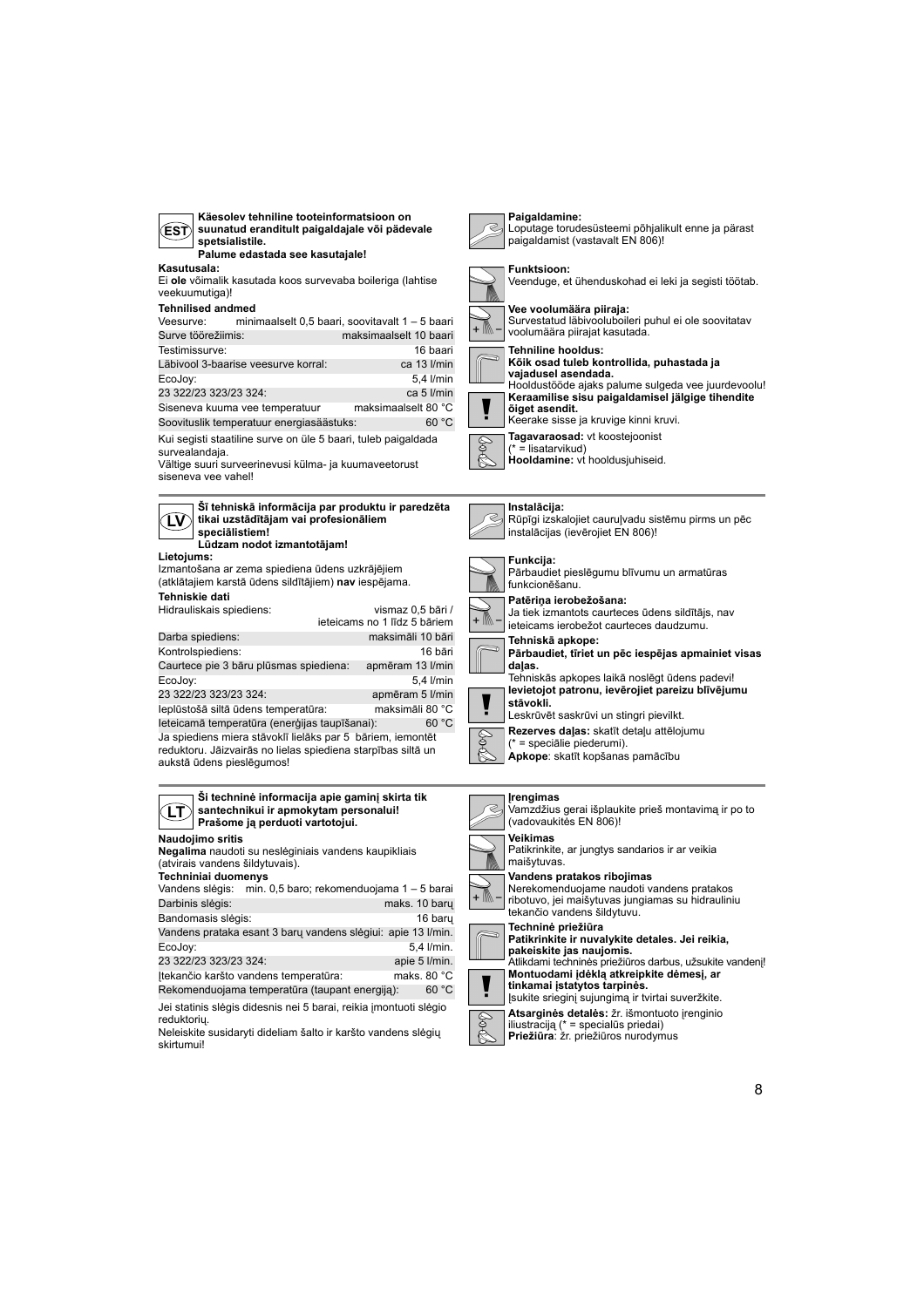**EST**

**Käesolev tehniline tooteinformatsioon on suunatud eranditult paigaldajale või pädevale spetsialistile.**
**Palume edastada see kasutajale!**

**Kasutusala:**
Ei **ole** võimalik kasutada koos survevaba boileriga (lahtise veekuumutiga)!

**Tehnilised andmed**

| | |
|---|---|
| Veesurve: | minimaalselt 0,5 baari, soovitavalt 1 – 5 baari |
| Surve töörežiimis: | maksimaalselt 10 baari |
| Testimissurve: | 16 baari |
| Läbivool 3-baarise veesurve korral: | ca 13 l/min |
| EcoJoy: | 5,4 l/min |
| 23 322/23 323/23 324: | ca 5 l/min |
| Siseneva kuuma vee temperatuur | maksimaalselt 80 °C |
| Soovituslik temperatuur energiasäästuks: | 60 °C |

Kui segisti staatiline surve on üle 5 baari, tuleb paigaldada survealandaja.
Vältige suuri surveerinevusi külma- ja kuumaveetorust siseneva vee vahel!

**Paigaldamine:**
Loputage torudesüsteemi põhjalikult enne ja pärast paigaldamist (vastavalt EN 806)!

**Funktsioon:**
Veenduge, et ühenduskohad ei leki ja segisti töötab.

**Vee voolumäära piiraja:**
Survestatud läbivooluboileri puhul ei ole soovitatav voolumäära piirajat kasutada.

**Tehniline hooldus:**
**Kõik osad tuleb kontrollida, puhastada ja vajadusel asendada.**
Hooldustööde ajaks palume sulgeda vee juurdevoolu!
**Keraamilise sisu paigaldamisel jälgige tihendite õiget asendit.**
Keerake sisse ja kruvige kinni kruvi.

**Tagavaraosad:** vt koostejoonist
(* = lisatarvikud)
**Hooldamine:** vt hooldusjuhiseid.

---

**LV**

**Šī tehniskā informācija par produktu ir paredzēta tikai uzstādītājam vai profesionāliem speciālistiem!**
**Lūdzam nodot izmantotājam!**

**Lietojums:**
Izmantošana ar zema spiediena ūdens uzkrājējiem (atklātajiem karstā ūdens sildītājiem) **nav** iespējama.

**Tehniskie dati**

| | |
|---|---|
| Hidrauliskais spiediens: | vismaz 0,5 bāri / ieteicams no 1 līdz 5 bāriem |
| Darba spiediens: | maksimāli 10 bāri |
| Kontrolspiediens: | 16 bāri |
| Caurtece pie 3 bāru plūsmas spiediena: | apmēram 13 l/min |
| EcoJoy: | 5,4 l/min |
| 23 322/23 323/23 324: | apmēram 5 l/min |
| Ieplūstošā siltā ūdens temperatūra: | maksimāli 80 °C |
| Ieteicamā temperatūra (enerģijas taupīšanai): | 60 °C |

Ja spiediens miera stāvoklī lielāks par 5 bāriem, iemontēt reduktoru. Jāizvairās no lielas spiediena starpības siltā un aukstā ūdens pieslēgumos!

**Instalācija:**
Rūpīgi izskalojiet cauruļvadu sistēmu pirms un pēc instalācijas (ievērojiet EN 806)!

**Funkcija:**
Pārbaudiet pieslēgumu blīvumu un armatūras funkcionēšanu.

**Patēriņa ierobežošana:**
Ja tiek izmantots caurteces ūdens sildītājs, nav ieteicams ierobežot caurteces daudzumu.

**Tehniskā apkope:**
**Pārbaudiet, tīriet un pēc iespējas apmainiet visas daļas.**
Tehniskās apkopes laikā noslēgt ūdens padevi!
**Ievietojot patronu, ievērojiet pareizu blīvējumu stāvokli.**
Leskrūvēt saskrūvi un stingri pievilkt.

**Rezerves daļas:** skatīt detaļu attēlojumu
(* = speciālie piederumi).
**Apkope**: skatīt kopšanas pamācību

---

**LT**

**Ši techninė informacija apie gaminį skirta tik santechnikui ir apmokytam personalui!**
**Prašome ją perduoti vartotojui.**

**Naudojimo sritis**
**Negalima** naudoti su neslėginiais vandens kaupikliais (atvirais vandens šildytuvais).

**Techniniai duomenys**

| | |
|---|---|
| Vandens slėgis: | min. 0,5 baro; rekomenduojama 1 – 5 barai |
| Darbinis slėgis: | maks. 10 barų |
| Bandomasis slėgis: | 16 barų |
| Vandens prataka esant 3 barų vandens slėgiui: | apie 13 l/min. |
| EcoJoy: | 5,4 l/min. |
| 23 322/23 323/23 324: | apie 5 l/min. |
| Įtekančio karšto vandens temperatūra: | maks. 80 °C |
| Rekomenduojama temperatūra (taupant energiją): | 60 °C |

Jei statinis slėgis didesnis nei 5 barai, reikia įmontuoti slėgio reduktorių.
Neleiskite susidaryti dideliam šalto ir karšto vandens slėgių skirtumui!

**Įrengimas**
Vamzdžius gerai išplaukite prieš montavimą ir po to (vadovaukitės EN 806)!

**Veikimas**
Patikrinkite, ar jungtys sandarios ir ar veikia maišytuvas.

**Vandens pratakos ribojimas**
Nerekomenduojame naudoti vandens pratakos ribotuvo, jei maišytuvas jungiamas su hidrauliniu tekančio vandens šildytuvu.

**Techninė priežiūra**
**Patikrinkite ir nuvalykite detales. Jei reikia, pakeiskite jas naujomis.**
Atlikdami techninės priežiūros darbus, užsukite vandenį!
**Montuodami įdėklą atkreipkite dėmesį, ar tinkamai įstatytos tarpinės.**
Įsukite srieginį sujungimą ir tvirtai suveržkite.

**Atsarginės detalės:** žr. išmontuoto įrenginio iliustraciją (* = specialūs priedai)
**Priežiūra**: žr. priežiūros nurodymus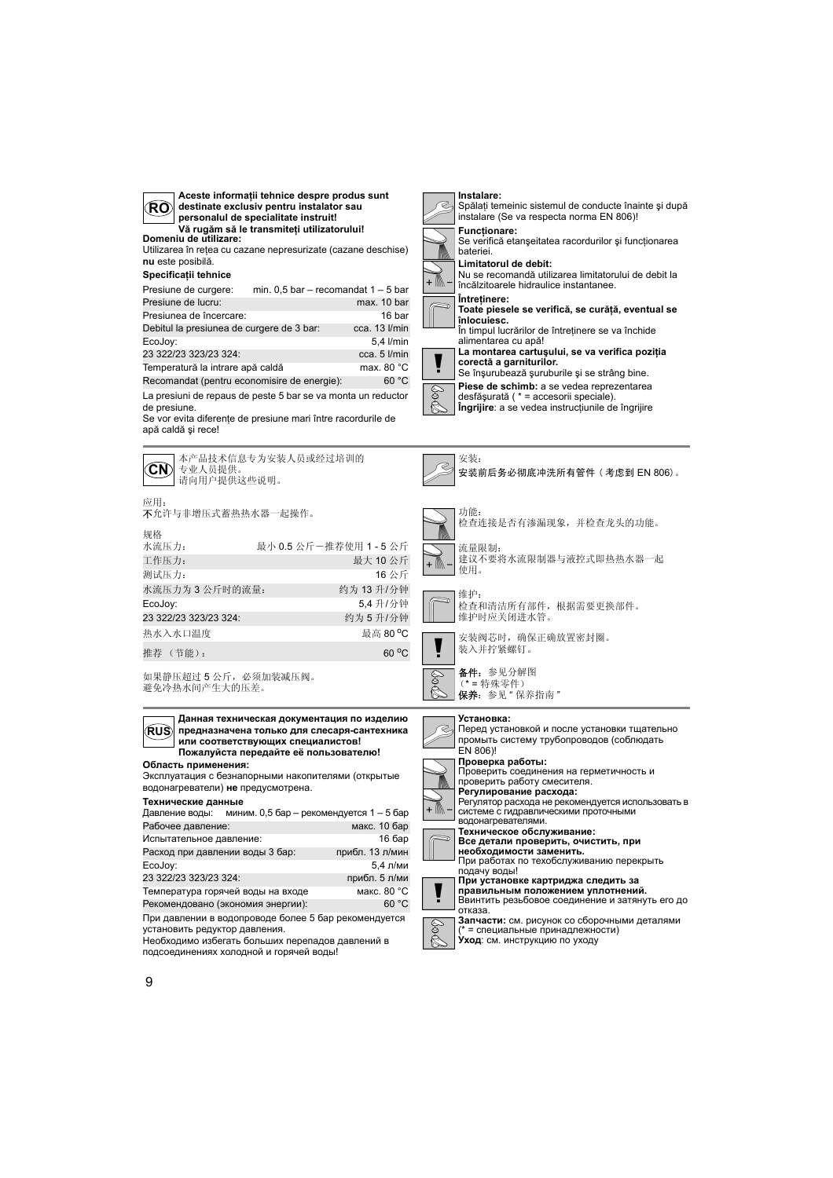**RO**

**Aceste informaţii tehnice despre produs sunt destinate exclusiv pentru instalator sau personalul de specialitate instruit!**
**Vă rugăm să le transmiteţi utilizatorului!**

**Domeniu de utilizare:**
Utilizarea în reţea cu cazane nepresurizate (cazane deschise) **nu** este posibilă.

**Specificaţii tehnice**

| | |
|---|---|
| Presiune de curgere: | min. 0,5 bar – recomandat 1 – 5 bar |
| Presiune de lucru: | max. 10 bar |
| Presiunea de încercare: | 16 bar |
| Debitul la presiunea de curgere de 3 bar: | cca. 13 l/min |
| EcoJoy: | 5,4 l/min |
| 23 322/23 323/23 324: | cca. 5 l/min |
| Temperatură la intrare apă caldă | max. 80 °C |
| Recomandat (pentru economisire de energie): | 60 °C |

La presiuni de repaus de peste 5 bar se va monta un reductor de presiune.
Se vor evita diferenţe de presiune mari între racordurile de apă caldă şi rece!

**Instalare:**
Spălaţi temeinic sistemul de conducte înainte şi după instalare (Se va respecta norma EN 806)!

**Funcţionare:**
Se verifică etanşeitatea racordurilor şi funcţionarea bateriei.

**Limitatorul de debit:**
Nu se recomandă utilizarea limitatorului de debit la încălzitoarele hidraulice instantanee.

**Întreţinere:**
**Toate piesele se verifică, se curăţă, eventual se înlocuiesc.**
În timpul lucrărilor de întreţinere se va închide alimentarea cu apă!

**La montarea cartuşului, se va verifica poziţia corectă a garniturilor.**
Se înşurubează şuruburile şi se strâng bine.

**Piese de schimb:** a se vedea reprezentarea desfăşurată ( * = accesorii speciale).
**Îngrijire**: a se vedea instrucţiunile de îngrijire

**CN**

本产品技术信息专为安装人员或经过培训的专业人员提供。
请向用户提供这些说明。

应用：
**不**允许与非增压式蓄热热水器一起操作。

规格

| | |
|---|---|
| 水流压力： | 最小 0.5 公斤－推荐使用 1 - 5 公斤 |
| 工作压力： | 最大 10 公斤 |
| 测试压力： | 16 公斤 |
| 水流压力为 3 公斤时的流量： | 约为 13 升/分钟 |
| EcoJoy: | 5,4 升/分钟 |
| 23 322/23 323/23 324: | 约为 5 升/分钟 |
| 热水入水口温度 | 最高 80 ºC |
| 推荐 （节能）： | 60 ºC |

如果静压超过 5 公斤，必须加装减压阀。
避免冷热水间产生大的压差。

安装：
安装前后务必彻底冲洗所有管件（考虑到 EN 806）。

功能：
检查连接是否有渗漏现象，并检查龙头的功能。

流量限制：
建议不要将水流限制器与液控式即热热水器一起使用。

维护：
检查和清洁所有部件，根据需要更换部件。
维护时应关闭进水管。

安装阀芯时，确保正确放置密封圈。
装入并拧紧螺钉。

**备件**：参见分解图
（* = 特殊零件）
**保养**：参见 " 保养指南 "

**RUS**

**Данная техническая документация по изделию предназначена только для слесаря-сантехника или соответствующих специалистов!**
**Пожалуйста передайте её пользователю!**

**Область применения:**
Эксплуатация с безнапорными накопителями (открытые водонагреватели) **не** предусмотрена.

**Технические данные**

| | |
|---|---|
| Давление воды: | миним. 0,5 бар – рекомендуется 1 – 5 бар |
| Рабочее давление: | макс. 10 бар |
| Испытательное давление: | 16 бар |
| Расход при давлении воды 3 бар: | прибл. 13 л/мин |
| EcoJoy: | 5,4 л/ми |
| 23 322/23 323/23 324: | прибл. 5 л/ми |
| Температура горячей воды на входе | макс. 80 °C |
| Рекомендовано (экономия энергии): | 60 °C |

При давлении в водопроводе более 5 бар рекомендуется установить редуктор давления.
Необходимо избегать больших перепадов давлений в подсоединениях холодной и горячей воды!

**Установка:**
Перед установкой и после установки тщательно промыть систему трубопроводов (соблюдать EN 806)!

**Проверка работы:**
Проверить соединения на герметичность и проверить работу смесителя.

**Регулирование расхода:**
Регулятор расхода не рекомендуется использовать в системе с гидравлическими проточными водонагревателями.

**Техническое обслуживание:**
**Все детали проверить, очистить, при необходимости заменить.**
При работах по техобслуживанию перекрыть подачу воды!

**При установке картриджа следить за правильным положением уплотнений.**
Ввинтить резьбовое соединение и затянуть его до отказа.

**Запчасти:** см. рисунок со сборочными деталями (* = специальные принадлежности)
**Уход**: см. инструкцию по уходу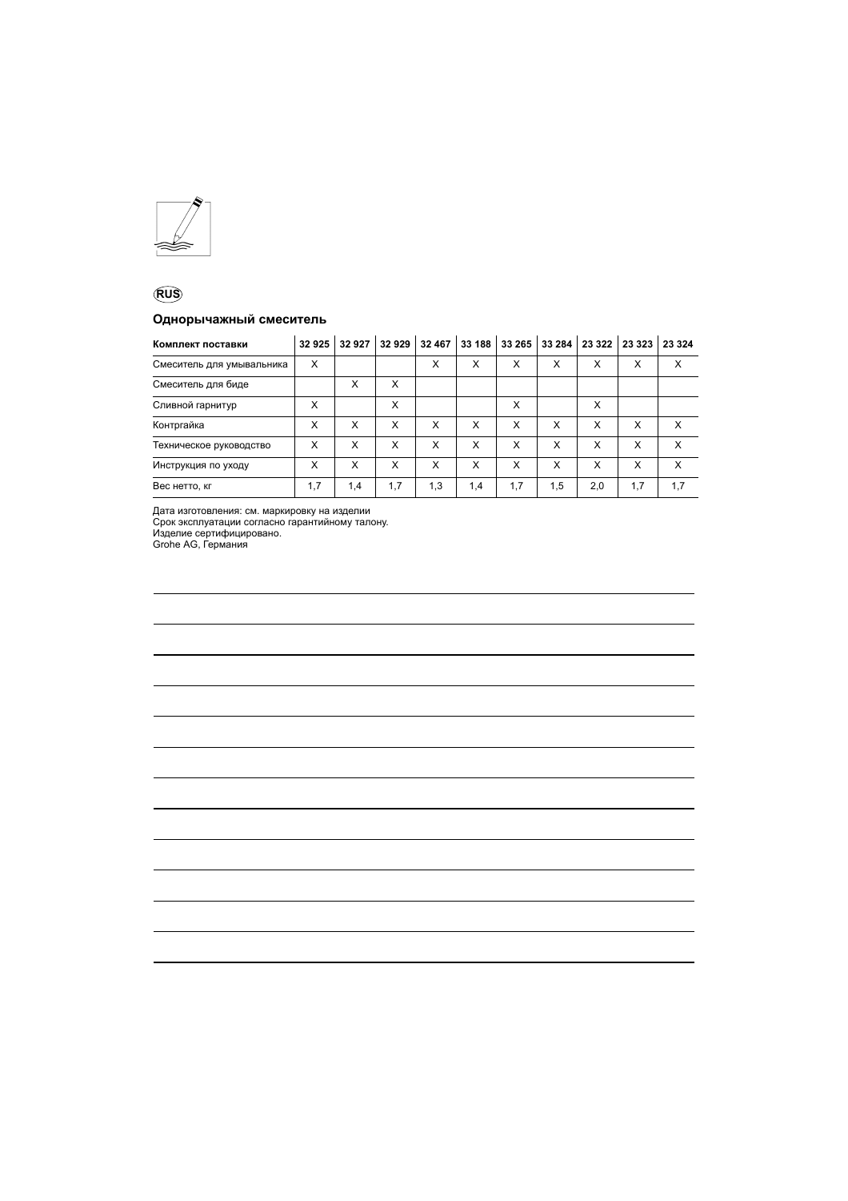RUS

## Однорычажный смеситель

| Комплект поставки | 32 925 | 32 927 | 32 929 | 32 467 | 33 188 | 33 265 | 33 284 | 23 322 | 23 323 | 23 324 |
|---|---|---|---|---|---|---|---|---|---|---|
| Смеситель для умывальника | X | | | X | X | X | X | X | X | X |
| Смеситель для биде | | X | X | | | | | | | |
| Сливной гарнитур | X | | X | | | X | | X | | |
| Контргайка | X | X | X | X | X | X | X | X | X | X |
| Техническое руководство | X | X | X | X | X | X | X | X | X | X |
| Инструкция по уходу | X | X | X | X | X | X | X | X | X | X |
| Вес нетто, кг | 1,7 | 1,4 | 1,7 | 1,3 | 1,4 | 1,7 | 1,5 | 2,0 | 1,7 | 1,7 |

Дата изготовления: см. маркировку на изделии
Срок эксплуатации согласно гарантийному талону.
Изделие сертифицировано.
Grohe AG, Германия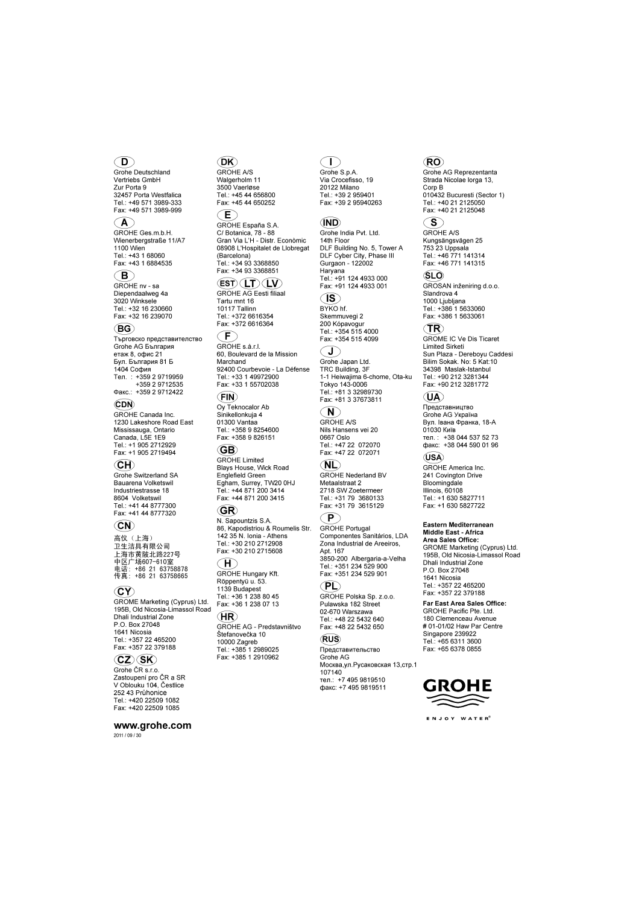**D**

Grohe Deutschland
Vertriebs GmbH
Zur Porta 9
32457 Porta Westfalica
Tel.: +49 571 3989-333
Fax: +49 571 3989-999

**A**

GROHE Ges.m.b.H.
Wienerbergstraße 11/A7
1100 Wien
Tel.: +43 1 68060
Fax: +43 1 6884535

**B**

GROHE nv - sa
Diependaalweg 4a
3020 Winksele
Tel.: +32 16 230660
Fax: +32 16 239070

**BG**

Търговско представителство
Grohe AG България
етаж 8, офис 21
Бул. България 81 Б
1404 София
Тел. : +359 2 9719959
+359 2 9712535
Факс.: +359 2 9712422

**CDN**

GROHE Canada Inc.
1230 Lakeshore Road East
Mississauga, Ontario
Canada, L5E 1E9
Tel.: +1 905 2712929
Fax: +1 905 2719494

**CH**

Grohe Switzerland SA
Bauarena Volketswil
Industriestrasse 18
8604 Volketswil
Tel.: +41 44 8777300
Fax: +41 44 8777320

**CN**

高仪（上海）
卫生洁具有限公司
上海市黄陂北路227号
中区广场607-610室
电话：+86 21 63758878
传真：+86 21 63758665

**CY**

GROME Marketing (Cyprus) Ltd.
195B, Old Nicosia-Limassol Road
Dhali Industrial Zone
P.O. Box 27048
1641 Nicosia
Tel.: +357 22 465200
Fax: +357 22 379188

**CZ SK**

Grohe ČR s.r.o.
Zastoupení pro ČR a SR
V Oblouku 104, Čestlice
252 43 Průhonice
Tel.: +420 22509 1082
Fax: +420 22509 1085

**DK**

GROHE A/S
Walgerholm 11
3500 Vaerløse
Tel.: +45 44 656800
Fax: +45 44 650252

**E**

GROHE España S.A.
C/ Botanica, 78 - 88
Gran Via L'H - Distr. Econòmic
08908 L'Hospitalet de Llobregat
(Barcelona)
Tel.: +34 93 3368850
Fax: +34 93 3368851

**EST LT LV**

GROHE AG Eesti filiaal
Tartu mnt 16
10117 Tallinn
Tel.: +372 6616354
Fax: +372 6616364

**F**

GROHE s.à.r.l.
60, Boulevard de la Mission
Marchand
92400 Courbevoie - La Défense
Tel.: +33 1 49972900
Fax: +33 1 55702038

**FIN**

Oy Teknocalor Ab
Sinikellonkuja 4
01300 Vantaa
Tel.: +358 9 8254600
Fax: +358 9 826151

**GB**

GROHE Limited
Blays House, Wick Road
Englefield Green
Egham, Surrey, TW20 0HJ
Tel.: +44 871 200 3414
Fax: +44 871 200 3415

**GR**

N. Sapountzis S.A.
86, Kapodistriou & Roumelis Str.
142 35 N. Ionia - Athens
Tel.: +30 210 2712908
Fax: +30 210 2715608

**H**

GROHE Hungary Kft.
Röppentyü u. 53.
1139 Budapest
Tel.: +36 1 238 80 45
Fax: +36 1 238 07 13

**HR**

GROHE AG - Predstavništvo
Štefanovečka 10
10000 Zagreb
Tel.: +385 1 2989025
Fax: +385 1 2910962

**I**

Grohe S.p.A.
Via Crocefisso, 19
20122 Milano
Tel.: +39 2 959401
Fax: +39 2 95940263

**IND**

Grohe India Pvt. Ltd.
14th Floor
DLF Building No. 5, Tower A
DLF Cyber City, Phase III
Gurgaon - 122002
Haryana
Tel.: +91 124 4933 000
Fax: +91 124 4933 001

**IS**

BYKO hf.
Skemmuvegi 2
200 Kópavogur
Tel.: +354 515 4000
Fax: +354 515 4099

**J**

Grohe Japan Ltd.
TRC Building, 3F
1-1 Heiwajima 6-chome, Ota-ku
Tokyo 143-0006
Tel.: +81 3 32989730
Fax: +81 3 37673811

**N**

GROHE A/S
Nils Hansens vei 20
0667 Oslo
Tel.: +47 22 072070
Fax: +47 22 072071

**NL**

GROHE Nederland BV
Metaalstraat 2
2718 SW Zoetermeer
Tel.: +31 79 3680133
Fax: +31 79 3615129

**P**

GROHE Portugal
Componentes Sanitários, LDA
Zona Industrial de Areeiros,
Apt. 167
3850-200 Albergaria-a-Velha
Tel.: +351 234 529 900
Fax: +351 234 529 901

**PL**

GROHE Polska Sp. z.o.o.
Pulawska 182 Street
02-670 Warszawa
Tel.: +48 22 5432 640
Fax: +48 22 5432 650

**RUS**

Представительство
Grohe AG
Москва,ул.Русаковская 13,стр.1
107140
тел.: +7 495 9819510
факс: +7 495 9819511

**RO**

Grohe AG Reprezentanta
Strada Nicolae Iorga 13,
Corp B
010432 Bucuresti (Sector 1)
Tel.: +40 21 2125050
Fax: +40 21 2125048

**S**

GROHE A/S
Kungsängsvägen 25
753 23 Uppsala
Tel.: +46 771 141314
Fax: +46 771 141315

**SLO**

GROSAN inženiring d.o.o.
Slandrova 4
1000 Ljubljana
Tel.: +386 1 5633060
Fax: +386 1 5633061

**TR**

GROME IC Ve Dis Ticaret
Limited Sirketi
Sun Plaza - Dereboyu Caddesi
Bilim Sokak. No: 5 Kat:10
34398 Maslak-Istanbul
Tel.: +90 212 3281344
Fax: +90 212 3281772

**UA**

Представництво
Grohe AG Україна
Вул. Івана Франка, 18-А
01030 Київ
тел. : +38 044 537 52 73
факс: +38 044 590 01 96

**USA**

GROHE America Inc.
241 Covington Drive
Bloomingdale
Illinois, 60108
Tel.: +1 630 5827711
Fax: +1 630 5827722

**Eastern Mediterranean Middle East - Africa Area Sales Office:**
GROME Marketing (Cyprus) Ltd.
195B, Old Nicosia-Limassol Road
Dhali Industrial Zone
P.O. Box 27048
1641 Nicosia
Tel.: +357 22 465200
Fax: +357 22 379188

**Far East Area Sales Office:**
GROHE Pacific Pte. Ltd.
180 Clemenceau Avenue
# 01-01/02 Haw Par Centre
Singapore 239922
Tel.: +65 6311 3600
Fax: +65 6378 0855

GROHE
ENJOY WATER®

**www.grohe.com**

2011 / 09 / 30